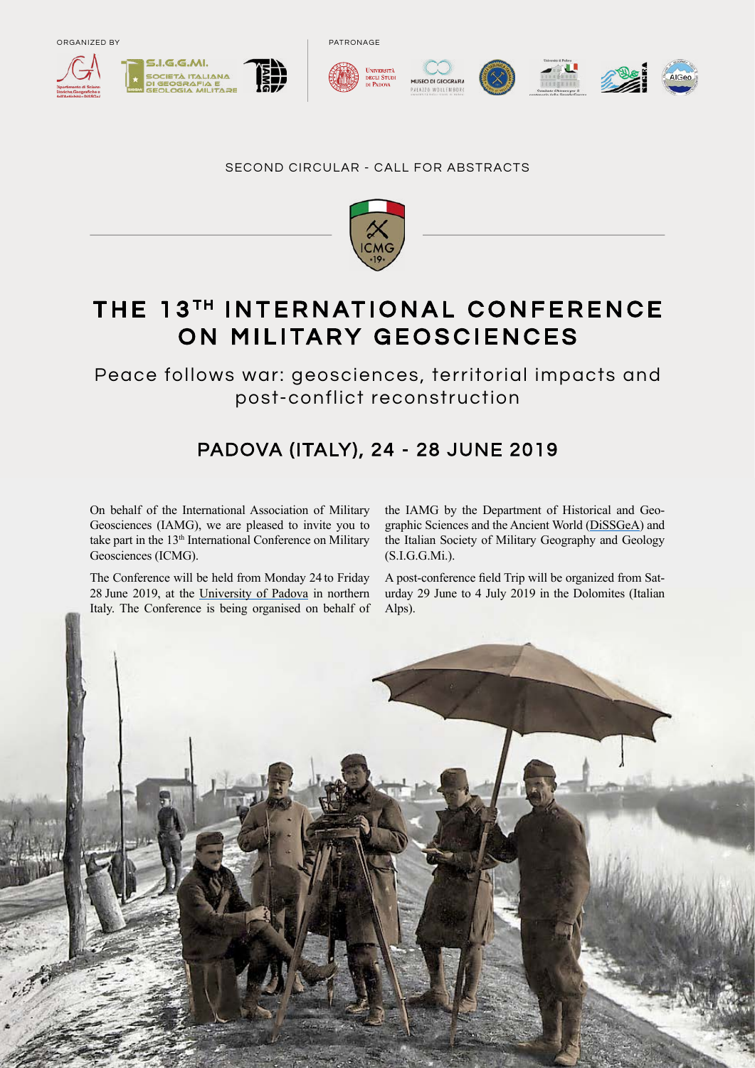ORGANIZED BY

PATRONAGE

SECOND CIRCULAR - CALL FOR ABSTRACTS

# THE 13TH INTERNATIONAL CONFERENCE ON MILITARY GEOSCIENCES

## Peace follows war: geosciences, territorial impacts and post-conflict reconstruction

## PADOVA (ITALY), 24 - 28 JUNE 2019

On behalf of the International Association of Military Geosciences (IAMG), we are pleased to invite you to take part in the 13th International Conference on Military Geosciences (ICMG).

The Conference will be held from Monday 24 to Friday 28 June 2019, at the University of Padova in northern Italy. The Conference is being organised on behalf of the IAMG by the Department of Historical and Geographic Sciences and the Ancient World (DiSSGeA) and the Italian Society of Military Geography and Geology (S.I.G.G.Mi.).

A post-conference field Trip will be organized from Saturday 29 June to 4 July 2019 in the Dolomites (Italian Alps).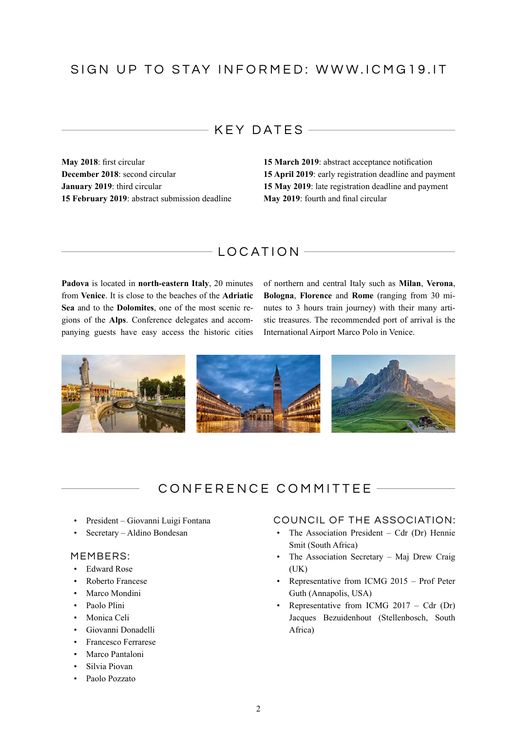## SIGN UP TO STAY INFORMED: WWW.ICMG19.IT

## KEY DATES

**May 2018**: first circular
**December 2018**: second circular
**January 2019**: third circular
**15 February 2019**: abstract submission deadline
**15 March 2019**: abstract acceptance notification
**15 April 2019**: early registration deadline and payment
**15 May 2019**: late registration deadline and payment
**May 2019**: fourth and final circular

## LOCATION

**Padova** is located in **north-eastern Italy**, 20 minutes from **Venice**. It is close to the beaches of the **Adriatic Sea** and to the **Dolomites**, one of the most scenic regions of the **Alps**. Conference delegates and accompanying guests have easy access the historic cities of northern and central Italy such as **Milan**, **Verona**, **Bologna**, **Florence** and **Rome** (ranging from 30 minutes to 3 hours train journey) with their many artistic treasures. The recommended port of arrival is the International Airport Marco Polo in Venice.

## CONFERENCE COMMITTEE

- President – Giovanni Luigi Fontana
- Secretary – Aldino Bondesan

### MEMBERS:

- Edward Rose
- Roberto Francese
- Marco Mondini
- Paolo Plini
- Monica Celi
- Giovanni Donadelli
- Francesco Ferrarese
- Marco Pantaloni
- Silvia Piovan
- Paolo Pozzato

### COUNCIL OF THE ASSOCIATION:

- The Association President – Cdr (Dr) Hennie Smit (South Africa)
- The Association Secretary – Maj Drew Craig (UK)
- Representative from ICMG 2015 – Prof Peter Guth (Annapolis, USA)
- Representative from ICMG 2017 – Cdr (Dr) Jacques Bezuidenhout (Stellenbosch, South Africa)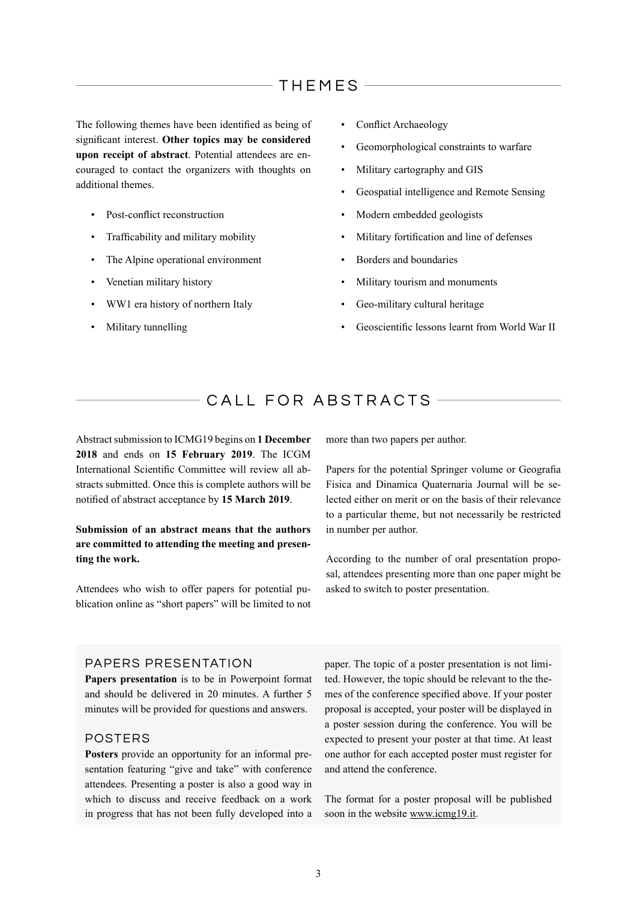## THEMES

The following themes have been identified as being of significant interest. **Other topics may be considered upon receipt of abstract**. Potential attendees are encouraged to contact the organizers with thoughts on additional themes.

- Post-conflict reconstruction
- Trafficability and military mobility
- The Alpine operational environment
- Venetian military history
- WW1 era history of northern Italy
- Military tunnelling
- Conflict Archaeology
- Geomorphological constraints to warfare
- Military cartography and GIS
- Geospatial intelligence and Remote Sensing
- Modern embedded geologists
- Military fortification and line of defenses
- Borders and boundaries
- Military tourism and monuments
- Geo-military cultural heritage
- Geoscientific lessons learnt from World War II

## CALL FOR ABSTRACTS

Abstract submission to ICMG19 begins on **1 December 2018** and ends on **15 February 2019**. The ICGM International Scientific Committee will review all abstracts submitted. Once this is complete authors will be notified of abstract acceptance by **15 March 2019**.

**Submission of an abstract means that the authors are committed to attending the meeting and presenting the work.**

Attendees who wish to offer papers for potential publication online as "short papers" will be limited to not more than two papers per author.

Papers for the potential Springer volume or Geografia Fisica and Dinamica Quaternaria Journal will be selected either on merit or on the basis of their relevance to a particular theme, but not necessarily be restricted in number per author.

According to the number of oral presentation proposal, attendees presenting more than one paper might be asked to switch to poster presentation.

### PAPERS PRESENTATION

**Papers presentation** is to be in Powerpoint format and should be delivered in 20 minutes. A further 5 minutes will be provided for questions and answers.

### POSTERS

**Posters** provide an opportunity for an informal presentation featuring "give and take" with conference attendees. Presenting a poster is also a good way in which to discuss and receive feedback on a work in progress that has not been fully developed into a paper. The topic of a poster presentation is not limited. However, the topic should be relevant to the themes of the conference specified above. If your poster proposal is accepted, your poster will be displayed in a poster session during the conference. You will be expected to present your poster at that time. At least one author for each accepted poster must register for and attend the conference.

The format for a poster proposal will be published soon in the website www.icmg19.it.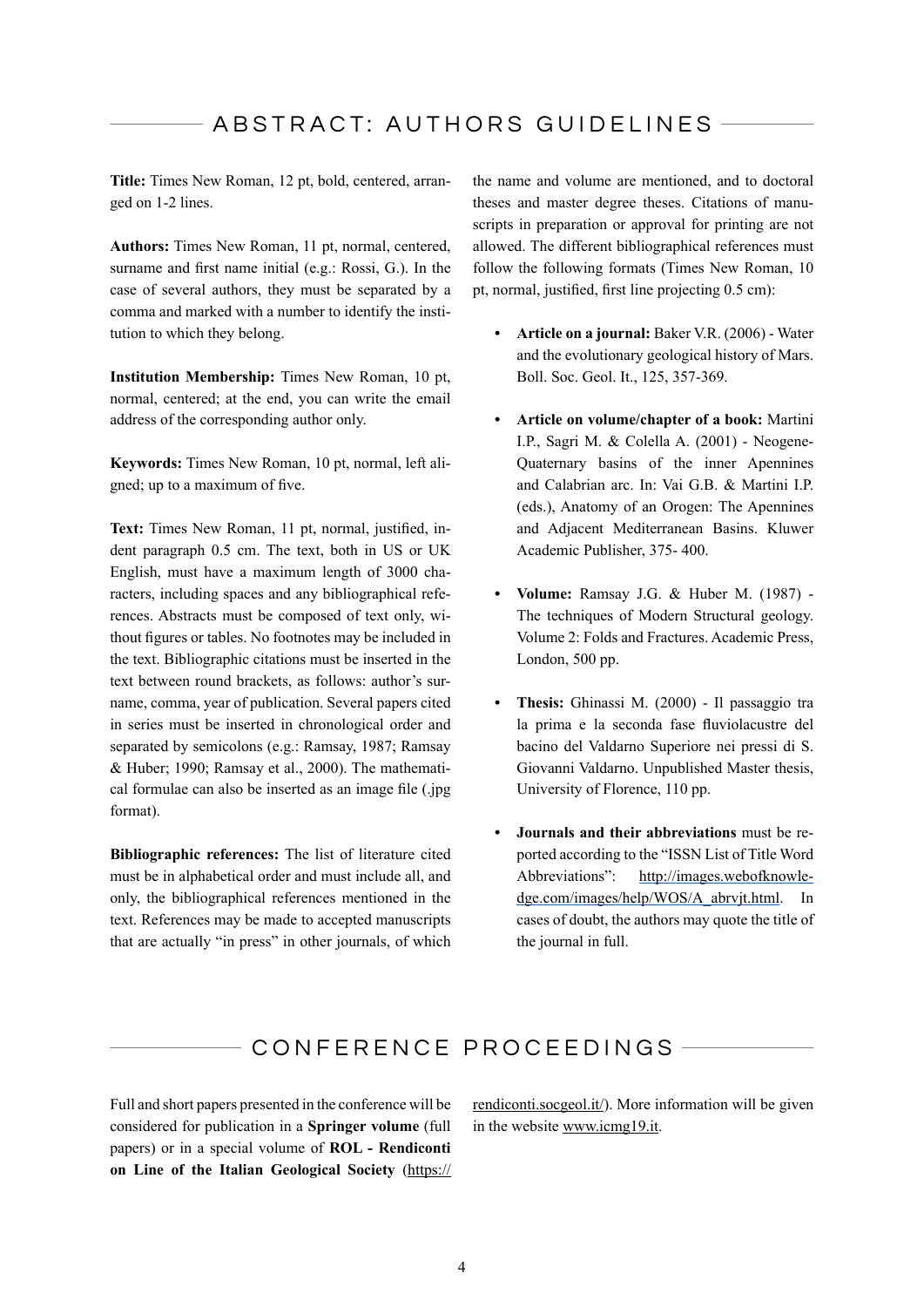## ABSTRACT: AUTHORS GUIDELINES

**Title:** Times New Roman, 12 pt, bold, centered, arranged on 1-2 lines.

**Authors:** Times New Roman, 11 pt, normal, centered, surname and first name initial (e.g.: Rossi, G.). In the case of several authors, they must be separated by a comma and marked with a number to identify the institution to which they belong.

**Institution Membership:** Times New Roman, 10 pt, normal, centered; at the end, you can write the email address of the corresponding author only.

**Keywords:** Times New Roman, 10 pt, normal, left aligned; up to a maximum of five.

**Text:** Times New Roman, 11 pt, normal, justified, indent paragraph 0.5 cm. The text, both in US or UK English, must have a maximum length of 3000 characters, including spaces and any bibliographical references. Abstracts must be composed of text only, without figures or tables. No footnotes may be included in the text. Bibliographic citations must be inserted in the text between round brackets, as follows: author's surname, comma, year of publication. Several papers cited in series must be inserted in chronological order and separated by semicolons (e.g.: Ramsay, 1987; Ramsay & Huber; 1990; Ramsay et al., 2000). The mathematical formulae can also be inserted as an image file (.jpg format).

**Bibliographic references:** The list of literature cited must be in alphabetical order and must include all, and only, the bibliographical references mentioned in the text. References may be made to accepted manuscripts that are actually "in press" in other journals, of which the name and volume are mentioned, and to doctoral theses and master degree theses. Citations of manuscripts in preparation or approval for printing are not allowed. The different bibliographical references must follow the following formats (Times New Roman, 10 pt, normal, justified, first line projecting 0.5 cm):

- **Article on a journal:** Baker V.R. (2006) - Water and the evolutionary geological history of Mars. Boll. Soc. Geol. It., 125, 357-369.
- **Article on volume/chapter of a book:** Martini I.P., Sagri M. & Colella A. (2001) - Neogene-Quaternary basins of the inner Apennines and Calabrian arc. In: Vai G.B. & Martini I.P. (eds.), Anatomy of an Orogen: The Apennines and Adjacent Mediterranean Basins. Kluwer Academic Publisher, 375- 400.
- **Volume:** Ramsay J.G. & Huber M. (1987) - The techniques of Modern Structural geology. Volume 2: Folds and Fractures. Academic Press, London, 500 pp.
- **Thesis:** Ghinassi M. (2000) - Il passaggio tra la prima e la seconda fase fluviolacustre del bacino del Valdarno Superiore nei pressi di S. Giovanni Valdarno. Unpublished Master thesis, University of Florence, 110 pp.
- **Journals and their abbreviations** must be reported according to the "ISSN List of Title Word Abbreviations": http://images.webofknowledge.com/images/help/WOS/A_abrvjt.html. In cases of doubt, the authors may quote the title of the journal in full.

## CONFERENCE PROCEEDINGS

Full and short papers presented in the conference will be considered for publication in a **Springer volume** (full papers) or in a special volume of **ROL - Rendiconti on Line of the Italian Geological Society** (https://rendiconti.socgeol.it/). More information will be given in the website www.icmg19.it.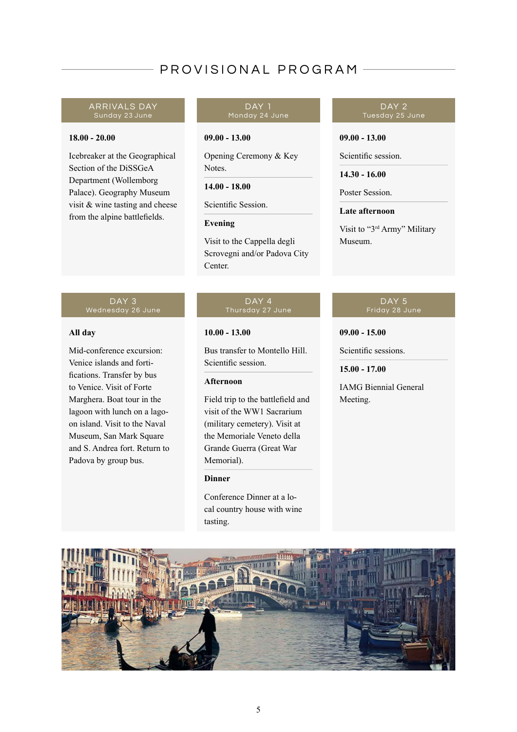# PROVISIONAL PROGRAM

## ARRIVALS DAY
Sunday 23 June

**18.00 - 20.00**

Icebreaker at the Geographical Section of the DiSSGeA Department (Wollemborg Palace). Geography Museum visit & wine tasting and cheese from the alpine battlefields.

## DAY 1
Monday 24 June

**09.00 - 13.00**

Opening Ceremony & Key Notes.

**14.00 - 18.00**

Scientific Session.

**Evening**

Visit to the Cappella degli Scrovegni and/or Padova City Center.

## DAY 2
Tuesday 25 June

**09.00 - 13.00**

Scientific session.

**14.30 - 16.00**

Poster Session.

**Late afternoon**

Visit to "3rd Army" Military Museum.

## DAY 3
Wednesday 26 June

**All day**

Mid-conference excursion: Venice islands and fortifications. Transfer by bus to Venice. Visit of Forte Marghera. Boat tour in the lagoon with lunch on a lagoon island. Visit to the Naval Museum, San Mark Square and S. Andrea fort. Return to Padova by group bus.

## DAY 4
Thursday 27 June

**10.00 - 13.00**

Bus transfer to Montello Hill. Scientific session.

**Afternoon**

Field trip to the battlefield and visit of the WW1 Sacrarium (military cemetery). Visit at the Memoriale Veneto della Grande Guerra (Great War Memorial).

**Dinner**

Conference Dinner at a local country house with wine tasting.

## DAY 5
Friday 28 June

**09.00 - 15.00**

Scientific sessions.

**15.00 - 17.00**

IAMG Biennial General Meeting.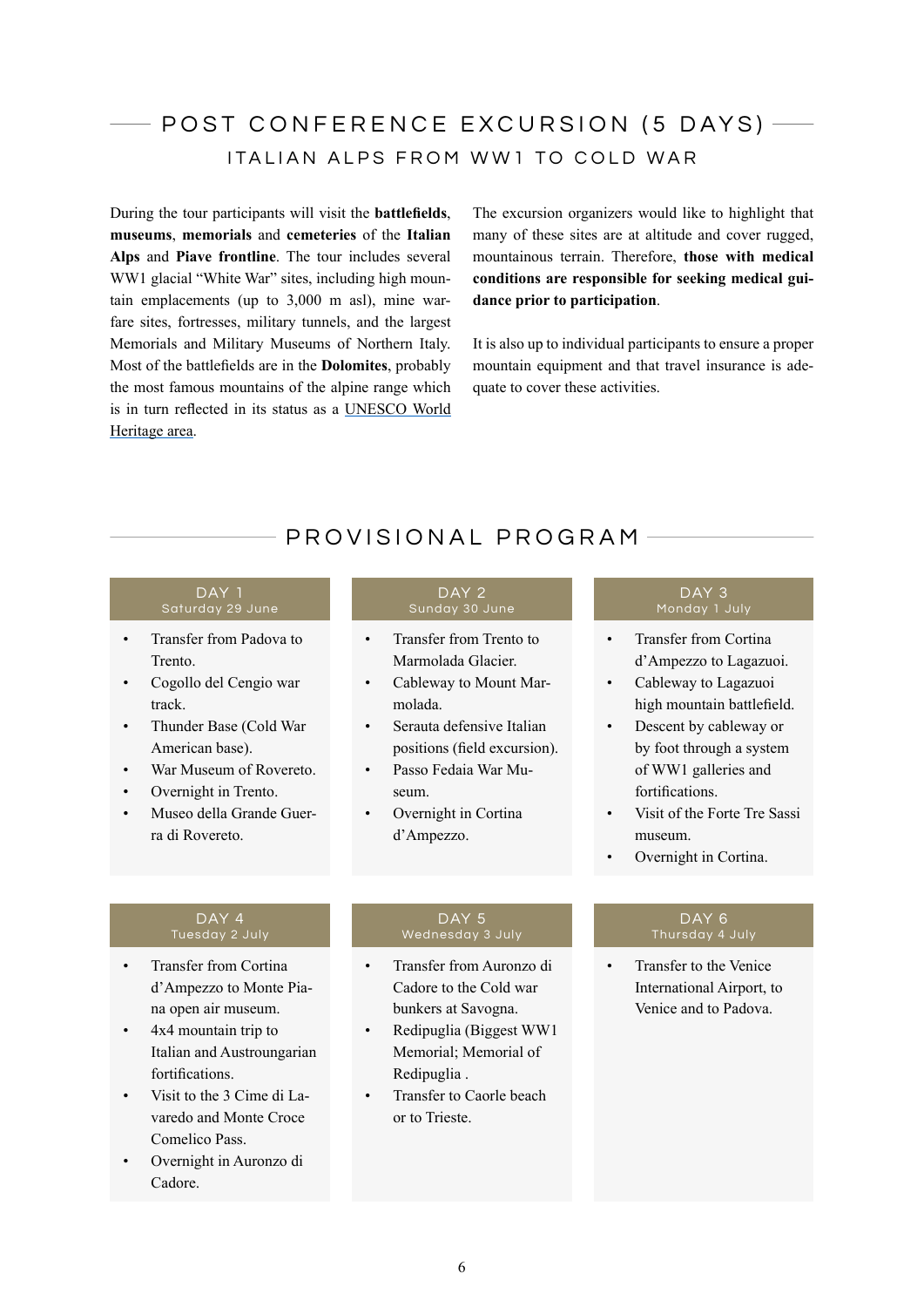# POST CONFERENCE EXCURSION (5 DAYS)

## ITALIAN ALPS FROM WW1 TO COLD WAR

During the tour participants will visit the **battlefields**, **museums**, **memorials** and **cemeteries** of the **Italian Alps** and **Piave frontline**. The tour includes several WW1 glacial "White War" sites, including high mountain emplacements (up to 3,000 m asl), mine warfare sites, fortresses, military tunnels, and the largest Memorials and Military Museums of Northern Italy. Most of the battlefields are in the **Dolomites**, probably the most famous mountains of the alpine range which is in turn reflected in its status as a UNESCO World Heritage area.

The excursion organizers would like to highlight that many of these sites are at altitude and cover rugged, mountainous terrain. Therefore, **those with medical conditions are responsible for seeking medical guidance prior to participation**.

It is also up to individual participants to ensure a proper mountain equipment and that travel insurance is adequate to cover these activities.

# PROVISIONAL PROGRAM

### DAY 1 – Saturday 29 June

- Transfer from Padova to Trento.
- Cogollo del Cengio war track.
- Thunder Base (Cold War American base).
- War Museum of Rovereto.
- Overnight in Trento.
- Museo della Grande Guerra di Rovereto.

### DAY 2 – Sunday 30 June

- Transfer from Trento to Marmolada Glacier.
- Cableway to Mount Marmolada.
- Serauta defensive Italian positions (field excursion).
- Passo Fedaia War Museum.
- Overnight in Cortina d'Ampezzo.

### DAY 3 – Monday 1 July

- Transfer from Cortina d'Ampezzo to Lagazuoi.
- Cableway to Lagazuoi high mountain battlefield.
- Descent by cableway or by foot through a system of WW1 galleries and fortifications.
- Visit of the Forte Tre Sassi museum.
- Overnight in Cortina.

### DAY 4 – Tuesday 2 July

- Transfer from Cortina d'Ampezzo to Monte Piana open air museum.
- 4x4 mountain trip to Italian and Austroungarian fortifications.
- Visit to the 3 Cime di Lavaredo and Monte Croce Comelico Pass.
- Overnight in Auronzo di Cadore.

### DAY 5 – Wednesday 3 July

- Transfer from Auronzo di Cadore to the Cold war bunkers at Savogna.
- Redipuglia (Biggest WW1 Memorial; Memorial of Redipuglia .
- Transfer to Caorle beach or to Trieste.

### DAY 6 – Thursday 4 July

- Transfer to the Venice International Airport, to Venice and to Padova.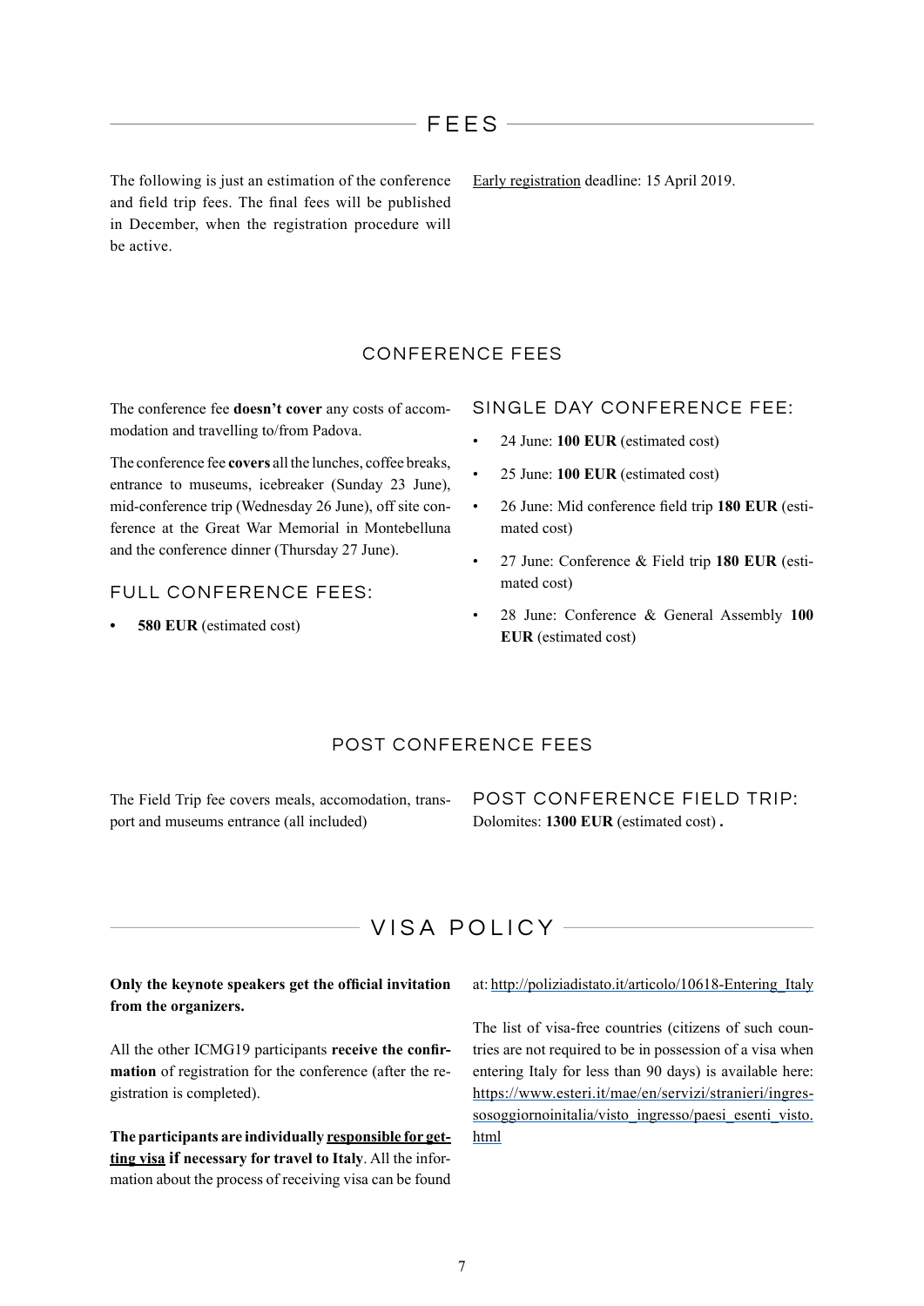# FEES

The following is just an estimation of the conference and field trip fees. The final fees will be published in December, when the registration procedure will be active.

Early registration deadline: 15 April 2019.

## CONFERENCE FEES

The conference fee **doesn't cover** any costs of accommodation and travelling to/from Padova.

The conference fee **covers** all the lunches, coffee breaks, entrance to museums, icebreaker (Sunday 23 June), mid-conference trip (Wednesday 26 June), off site conference at the Great War Memorial in Montebelluna and the conference dinner (Thursday 27 June).

### FULL CONFERENCE FEES:

- **580 EUR** (estimated cost)

### SINGLE DAY CONFERENCE FEE:

- 24 June: **100 EUR** (estimated cost)
- 25 June: **100 EUR** (estimated cost)
- 26 June: Mid conference field trip **180 EUR** (estimated cost)
- 27 June: Conference & Field trip **180 EUR** (estimated cost)
- 28 June: Conference & General Assembly **100 EUR** (estimated cost)

## POST CONFERENCE FEES

The Field Trip fee covers meals, accomodation, transport and museums entrance (all included)

### POST CONFERENCE FIELD TRIP:

Dolomites: **1300 EUR** (estimated cost) **.**

# VISA POLICY

**Only the keynote speakers get the official invitation from the organizers.**

All the other ICMG19 participants **receive the confirmation** of registration for the conference (after the registration is completed).

**The participants are individually responsible for getting visa if necessary for travel to Italy**. All the information about the process of receiving visa can be found at: http://poliziadistato.it/articolo/10618-Entering_Italy

The list of visa-free countries (citizens of such countries are not required to be in possession of a visa when entering Italy for less than 90 days) is available here: https://www.esteri.it/mae/en/servizi/stranieri/ingressosoggiornoinitalia/visto_ingresso/paesi_esenti_visto.html